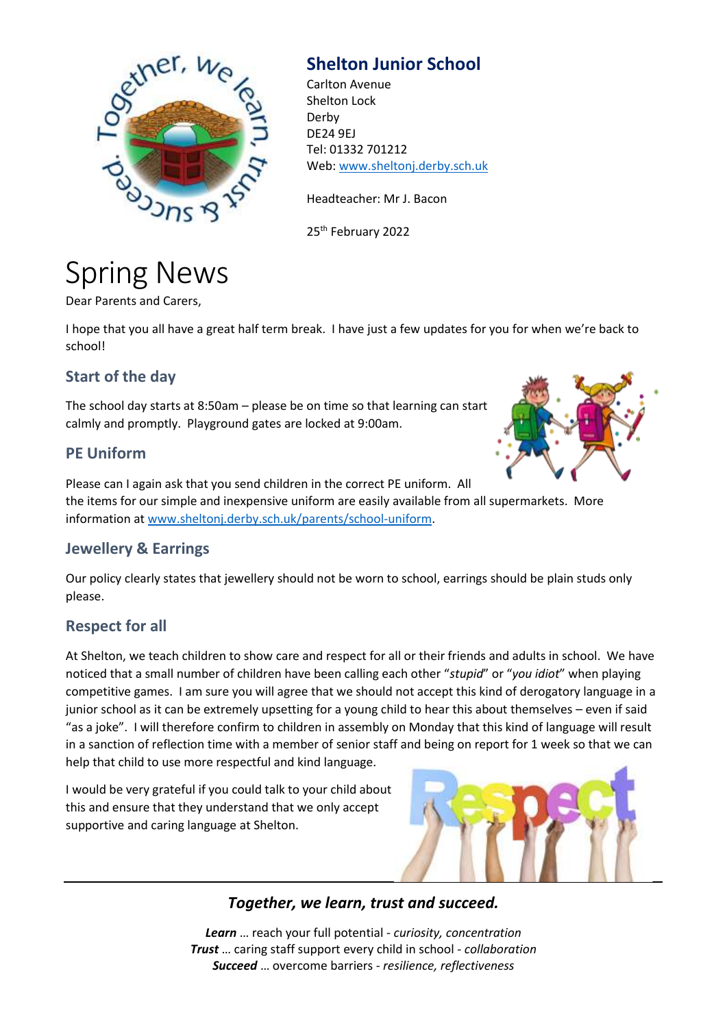## Shelton Junior School

Carlton Avenue
Shelton Lock
Derby
DE24 9EJ
Tel: 01332 701212
Web: www.sheltonj.derby.sch.uk

Headteacher: Mr J. Bacon

25th February 2022

# Spring News

Dear Parents and Carers,

I hope that you all have a great half term break. I have just a few updates for you for when we're back to school!

### Start of the day

The school day starts at 8:50am – please be on time so that learning can start calmly and promptly. Playground gates are locked at 9:00am.

### PE Uniform

Please can I again ask that you send children in the correct PE uniform. All the items for our simple and inexpensive uniform are easily available from all supermarkets. More information at www.sheltonj.derby.sch.uk/parents/school-uniform.

### Jewellery & Earrings

Our policy clearly states that jewellery should not be worn to school, earrings should be plain studs only please.

### Respect for all

At Shelton, we teach children to show care and respect for all or their friends and adults in school. We have noticed that a small number of children have been calling each other "*stupid*" or "*you idiot*" when playing competitive games. I am sure you will agree that we should not accept this kind of derogatory language in a junior school as it can be extremely upsetting for a young child to hear this about themselves – even if said "as a joke". I will therefore confirm to children in assembly on Monday that this kind of language will result in a sanction of reflection time with a member of senior staff and being on report for 1 week so that we can help that child to use more respectful and kind language.

I would be very grateful if you could talk to your child about this and ensure that they understand that we only accept supportive and caring language at Shelton.

---

***Together, we learn, trust and succeed.***

***Learn*** … reach your full potential - *curiosity, concentration*
***Trust*** … caring staff support every child in school - *collaboration*
***Succeed*** … overcome barriers - *resilience, reflectiveness*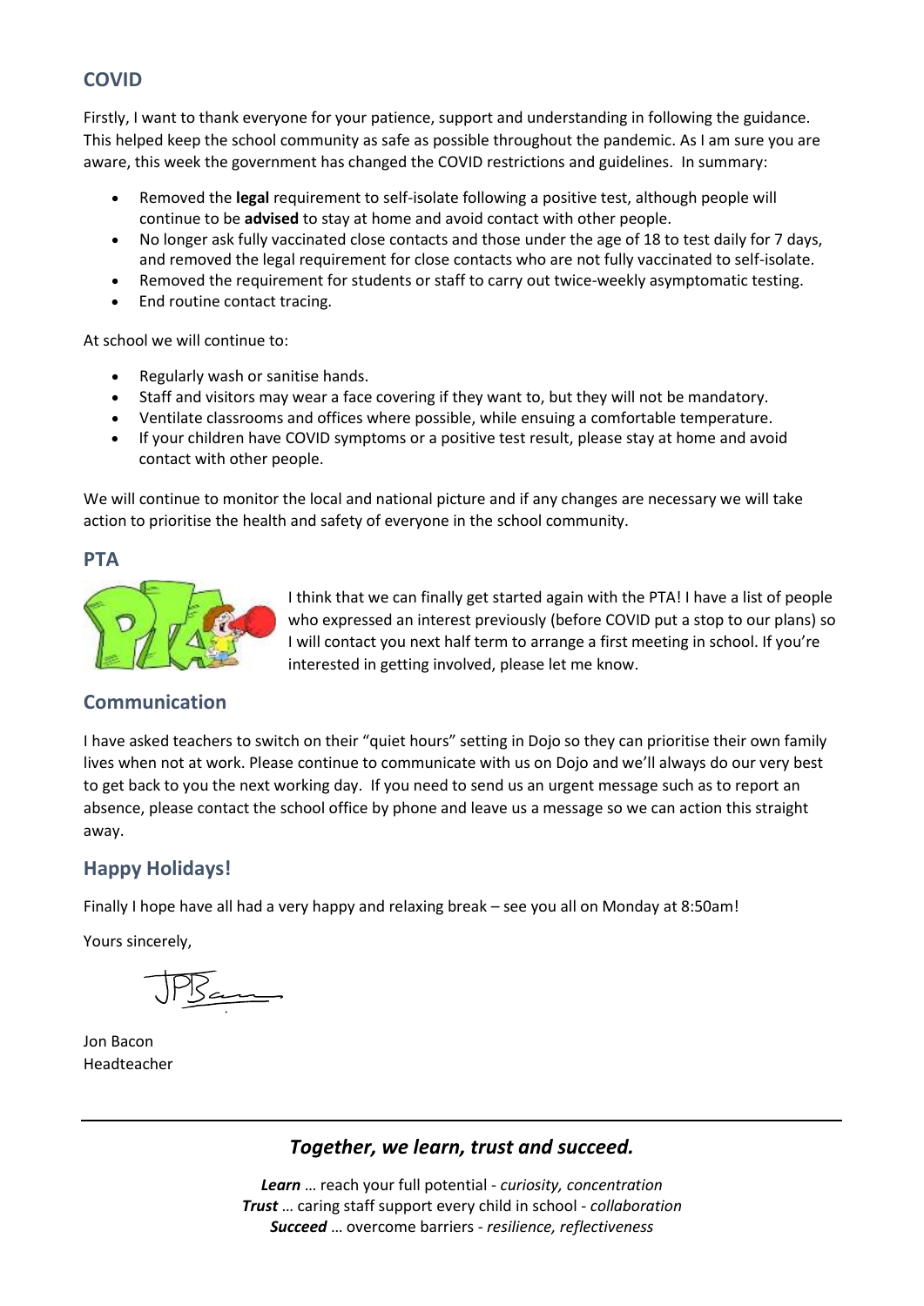## COVID

Firstly, I want to thank everyone for your patience, support and understanding in following the guidance. This helped keep the school community as safe as possible throughout the pandemic. As I am sure you are aware, this week the government has changed the COVID restrictions and guidelines. In summary:

- Removed the **legal** requirement to self-isolate following a positive test, although people will continue to be **advised** to stay at home and avoid contact with other people.
- No longer ask fully vaccinated close contacts and those under the age of 18 to test daily for 7 days, and removed the legal requirement for close contacts who are not fully vaccinated to self-isolate.
- Removed the requirement for students or staff to carry out twice-weekly asymptomatic testing.
- End routine contact tracing.

At school we will continue to:

- Regularly wash or sanitise hands.
- Staff and visitors may wear a face covering if they want to, but they will not be mandatory.
- Ventilate classrooms and offices where possible, while ensuing a comfortable temperature.
- If your children have COVID symptoms or a positive test result, please stay at home and avoid contact with other people.

We will continue to monitor the local and national picture and if any changes are necessary we will take action to prioritise the health and safety of everyone in the school community.

## PTA

I think that we can finally get started again with the PTA! I have a list of people who expressed an interest previously (before COVID put a stop to our plans) so I will contact you next half term to arrange a first meeting in school. If you're interested in getting involved, please let me know.

## Communication

I have asked teachers to switch on their "quiet hours" setting in Dojo so they can prioritise their own family lives when not at work. Please continue to communicate with us on Dojo and we'll always do our very best to get back to you the next working day. If you need to send us an urgent message such as to report an absence, please contact the school office by phone and leave us a message so we can action this straight away.

## Happy Holidays!

Finally I hope have all had a very happy and relaxing break – see you all on Monday at 8:50am!

Yours sincerely,

Jon Bacon
Headteacher

---

### *Together, we learn, trust and succeed.*

***Learn*** … reach your full potential - *curiosity, concentration*
***Trust*** … caring staff support every child in school - *collaboration*
***Succeed*** … overcome barriers - *resilience, reflectiveness*